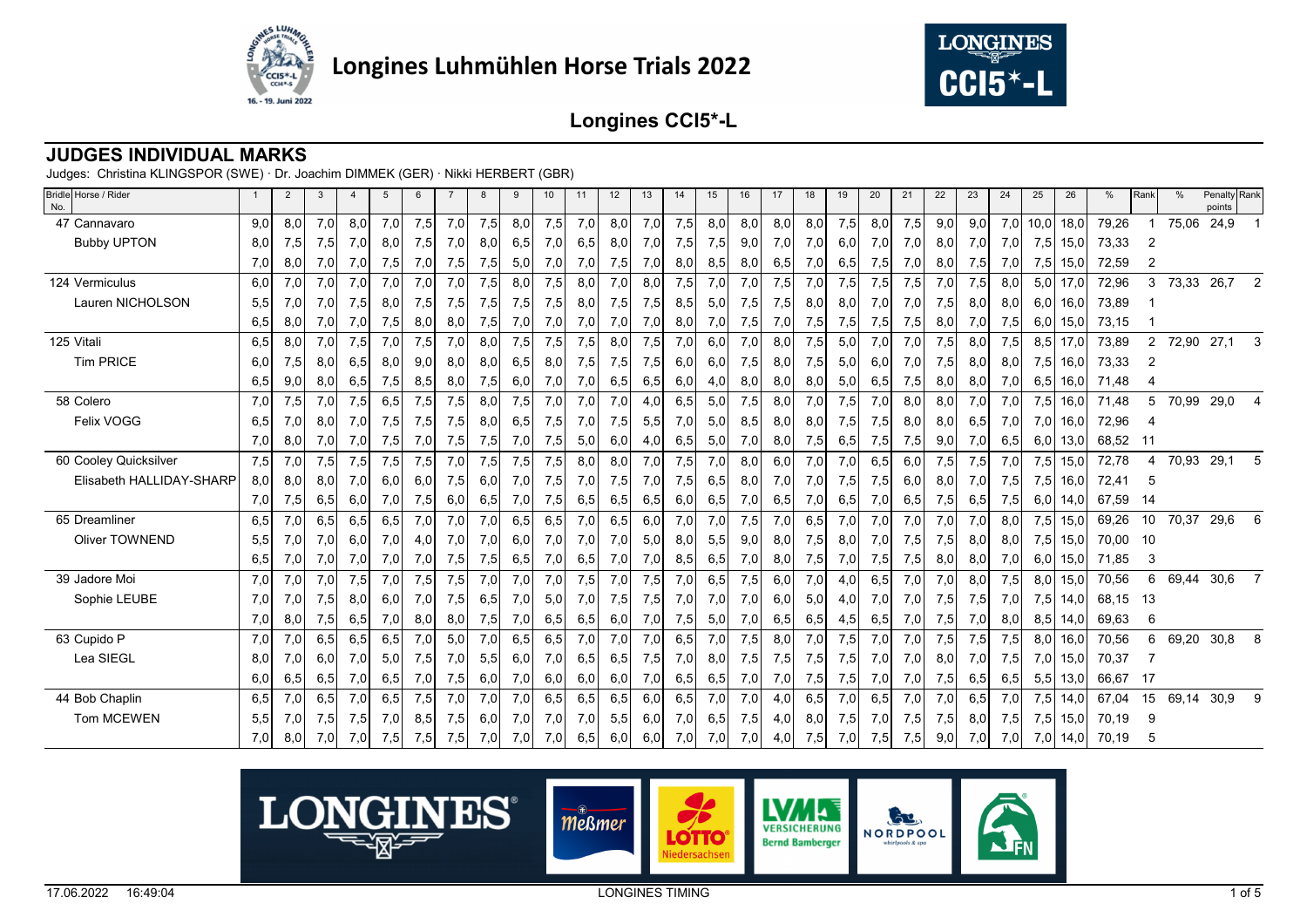# Longines Luhmühlen Horse Trials 2022

## Longines CCI5*-L

### JUDGES INDIVIDUAL MARKS

Judges: Christina KLINGSPOR (SWE) · Dr. Joachim DIMMEK (GER) · Nikki HERBERT (GBR)

| Bridle No. | Horse / Rider | 1 | 2 | 3 | 4 | 5 | 6 | 7 | 8 | 9 | 10 | 11 | 12 | 13 | 14 | 15 | 16 | 17 | 18 | 19 | 20 | 21 | 22 | 23 | 24 | 25 | 26 | % | Rank | % | Penalty points | Rank |
|---|---|---|---|---|---|---|---|---|---|---|---|---|---|---|---|---|---|---|---|---|---|---|---|---|---|---|---|---|---|---|---|---|
| 47 | Cannavaro | 9,0 | 8,0 | 7,0 | 8,0 | 7,0 | 7,5 | 7,0 | 7,5 | 8,0 | 7,5 | 7,0 | 8,0 | 7,0 | 7,5 | 8,0 | 8,0 | 8,0 | 8,0 | 7,5 | 8,0 | 7,5 | 9,0 | 9,0 | 7,0 | 10,0 | 18,0 | 79,26 | 1 | 75,06 | 24,9 | 1 |
| | Bubby UPTON | 8,0 | 7,5 | 7,5 | 7,0 | 8,0 | 7,5 | 7,0 | 8,0 | 6,5 | 7,0 | 6,5 | 8,0 | 7,0 | 7,5 | 7,5 | 9,0 | 7,0 | 7,0 | 6,0 | 7,0 | 7,0 | 8,0 | 7,0 | 7,0 | 7,5 | 15,0 | 73,33 | 2 | | | |
| | | 7,0 | 8,0 | 7,0 | 7,0 | 7,5 | 7,0 | 7,5 | 7,5 | 5,0 | 7,0 | 7,0 | 7,5 | 7,0 | 8,0 | 8,5 | 8,0 | 6,5 | 7,0 | 6,5 | 7,5 | 7,0 | 8,0 | 7,5 | 7,0 | 7,5 | 15,0 | 72,59 | 2 | | | |
| 124 | Vermiculus | 6,0 | 7,0 | 7,0 | 7,0 | 7,0 | 7,0 | 7,0 | 7,5 | 8,0 | 7,5 | 8,0 | 7,0 | 8,0 | 7,5 | 7,0 | 7,0 | 7,5 | 7,0 | 7,5 | 7,5 | 7,5 | 7,0 | 7,5 | 8,0 | 5,0 | 17,0 | 72,96 | 3 | 73,33 | 26,7 | 2 |
| | Lauren NICHOLSON | 5,5 | 7,0 | 7,0 | 7,5 | 8,0 | 7,5 | 7,5 | 7,5 | 7,5 | 7,5 | 8,0 | 7,5 | 7,5 | 8,5 | 5,0 | 7,5 | 7,5 | 8,0 | 8,0 | 7,0 | 7,0 | 7,5 | 8,0 | 8,0 | 6,0 | 16,0 | 73,89 | 1 | | | |
| | | 6,5 | 8,0 | 7,0 | 7,0 | 7,5 | 8,0 | 8,0 | 7,5 | 7,0 | 7,0 | 7,0 | 7,0 | 7,0 | 8,0 | 7,0 | 7,5 | 7,0 | 7,5 | 7,5 | 7,5 | 7,5 | 8,0 | 7,0 | 7,5 | 6,0 | 15,0 | 73,15 | 1 | | | |
| 125 | Vitali | 6,5 | 8,0 | 7,0 | 7,5 | 7,0 | 7,5 | 7,0 | 8,0 | 7,5 | 7,5 | 7,5 | 8,0 | 7,5 | 7,0 | 6,0 | 7,0 | 8,0 | 7,5 | 5,0 | 7,0 | 7,0 | 7,5 | 8,0 | 7,5 | 8,5 | 17,0 | 73,89 | 2 | 72,90 | 27,1 | 3 |
| | Tim PRICE | 6,0 | 7,5 | 8,0 | 6,5 | 8,0 | 9,0 | 8,0 | 8,0 | 6,5 | 8,0 | 7,5 | 7,5 | 7,5 | 6,0 | 6,0 | 7,5 | 8,0 | 7,5 | 5,0 | 6,0 | 7,0 | 7,5 | 8,0 | 8,0 | 7,5 | 16,0 | 73,33 | 2 | | | |
| | | 6,5 | 9,0 | 8,0 | 6,5 | 7,5 | 8,5 | 8,0 | 7,5 | 6,0 | 7,0 | 7,0 | 6,5 | 6,5 | 6,0 | 4,0 | 8,0 | 8,0 | 8,0 | 5,0 | 6,5 | 7,5 | 8,0 | 8,0 | 7,0 | 6,5 | 16,0 | 71,48 | 4 | | | |
| 58 | Colero | 7,0 | 7,5 | 7,0 | 7,5 | 6,5 | 7,5 | 7,5 | 8,0 | 7,5 | 7,0 | 7,0 | 7,0 | 4,0 | 6,5 | 5,0 | 7,5 | 8,0 | 7,0 | 7,5 | 7,0 | 8,0 | 8,0 | 7,0 | 7,0 | 7,5 | 16,0 | 71,48 | 5 | 70,99 | 29,0 | 4 |
| | Felix VOGG | 6,5 | 7,0 | 8,0 | 7,0 | 7,5 | 7,5 | 7,5 | 8,0 | 6,5 | 7,5 | 7,0 | 7,5 | 5,5 | 7,0 | 5,0 | 8,5 | 8,0 | 8,0 | 7,5 | 7,5 | 8,0 | 8,0 | 6,5 | 7,0 | 7,0 | 16,0 | 72,96 | 4 | | | |
| | | 7,0 | 8,0 | 7,0 | 7,0 | 7,5 | 7,0 | 7,5 | 7,5 | 7,0 | 7,5 | 5,0 | 6,0 | 4,0 | 6,5 | 5,0 | 7,0 | 8,0 | 7,5 | 6,5 | 7,5 | 7,5 | 9,0 | 7,0 | 6,5 | 6,0 | 13,0 | 68,52 | 11 | | | |
| 60 | Cooley Quicksilver | 7,5 | 7,0 | 7,5 | 7,5 | 7,5 | 7,5 | 7,0 | 7,5 | 7,5 | 7,5 | 8,0 | 8,0 | 7,0 | 7,5 | 7,0 | 8,0 | 6,0 | 7,0 | 7,0 | 6,5 | 6,0 | 7,5 | 7,5 | 7,0 | 7,5 | 15,0 | 72,78 | 4 | 70,93 | 29,1 | 5 |
| | Elisabeth HALLIDAY-SHARP | 8,0 | 8,0 | 8,0 | 7,0 | 6,0 | 6,0 | 7,5 | 6,0 | 7,0 | 7,5 | 7,0 | 7,5 | 7,0 | 7,5 | 6,5 | 8,0 | 7,0 | 7,0 | 7,5 | 7,5 | 6,0 | 8,0 | 7,0 | 7,5 | 7,5 | 16,0 | 72,41 | 5 | | | |
| | | 7,0 | 7,5 | 6,5 | 6,0 | 7,0 | 7,5 | 6,0 | 6,5 | 7,0 | 7,5 | 6,5 | 6,5 | 6,5 | 6,0 | 6,5 | 7,0 | 6,5 | 7,0 | 6,5 | 7,0 | 6,5 | 7,5 | 6,5 | 7,5 | 6,0 | 14,0 | 67,59 | 14 | | | |
| 65 | Dreamliner | 6,5 | 7,0 | 6,5 | 6,5 | 6,5 | 7,0 | 7,0 | 7,0 | 6,5 | 6,5 | 7,0 | 6,5 | 6,0 | 7,0 | 7,0 | 7,5 | 7,0 | 6,5 | 7,0 | 7,0 | 7,0 | 7,0 | 7,0 | 8,0 | 7,5 | 15,0 | 69,26 | 10 | 70,37 | 29,6 | 6 |
| | Oliver TOWNEND | 5,5 | 7,0 | 7,0 | 6,0 | 7,0 | 4,0 | 7,0 | 7,0 | 6,0 | 7,0 | 7,0 | 7,0 | 5,0 | 8,0 | 5,5 | 9,0 | 8,0 | 7,5 | 8,0 | 7,0 | 7,5 | 7,5 | 8,0 | 8,0 | 7,5 | 15,0 | 70,00 | 10 | | | |
| | | 6,5 | 7,0 | 7,0 | 7,0 | 7,0 | 7,0 | 7,5 | 7,5 | 6,5 | 7,0 | 6,5 | 7,0 | 7,0 | 8,5 | 6,5 | 7,0 | 8,0 | 7,5 | 7,0 | 7,5 | 7,5 | 8,0 | 8,0 | 7,0 | 6,0 | 15,0 | 71,85 | 3 | | | |
| 39 | Jadore Moi | 7,0 | 7,0 | 7,0 | 7,5 | 7,0 | 7,5 | 7,5 | 7,0 | 7,0 | 7,0 | 7,5 | 7,0 | 7,5 | 7,0 | 6,5 | 7,5 | 6,0 | 7,0 | 4,0 | 6,5 | 7,0 | 7,0 | 8,0 | 7,5 | 8,0 | 15,0 | 70,56 | 6 | 69,44 | 30,6 | 7 |
| | Sophie LEUBE | 7,0 | 7,0 | 7,5 | 8,0 | 6,0 | 7,0 | 7,5 | 6,5 | 7,0 | 5,0 | 7,0 | 7,5 | 7,5 | 7,0 | 7,0 | 7,0 | 6,0 | 5,0 | 4,0 | 7,0 | 7,0 | 7,5 | 7,5 | 7,0 | 7,5 | 14,0 | 68,15 | 13 | | | |
| | | 7,0 | 8,0 | 7,5 | 6,5 | 7,0 | 8,0 | 8,0 | 7,5 | 7,0 | 6,5 | 6,5 | 6,0 | 7,0 | 7,5 | 5,0 | 7,0 | 6,5 | 6,5 | 4,5 | 6,5 | 7,0 | 7,5 | 7,0 | 8,0 | 8,5 | 14,0 | 69,63 | 6 | | | |
| 63 | Cupido P | 7,0 | 7,0 | 6,5 | 6,5 | 6,5 | 7,0 | 5,0 | 7,0 | 6,5 | 6,5 | 7,0 | 7,0 | 7,0 | 6,5 | 7,0 | 7,5 | 8,0 | 7,0 | 7,5 | 7,0 | 7,0 | 7,5 | 7,5 | 7,5 | 8,0 | 16,0 | 70,56 | 6 | 69,20 | 30,8 | 8 |
| | Lea SIEGL | 8,0 | 7,0 | 6,0 | 7,0 | 5,0 | 7,5 | 7,0 | 5,5 | 6,0 | 7,0 | 6,5 | 6,5 | 7,5 | 7,0 | 8,0 | 7,5 | 7,5 | 7,5 | 7,5 | 7,0 | 7,0 | 8,0 | 7,0 | 7,5 | 7,0 | 15,0 | 70,37 | 7 | | | |
| | | 6,0 | 6,5 | 6,5 | 7,0 | 6,5 | 7,0 | 7,5 | 6,0 | 7,0 | 6,0 | 6,0 | 6,0 | 7,0 | 6,5 | 6,5 | 7,0 | 7,0 | 7,5 | 7,5 | 7,0 | 7,0 | 7,5 | 6,5 | 6,5 | 5,5 | 13,0 | 66,67 | 17 | | | |
| 44 | Bob Chaplin | 6,5 | 7,0 | 6,5 | 7,0 | 6,5 | 7,5 | 7,0 | 7,0 | 7,0 | 6,5 | 6,5 | 6,5 | 6,0 | 6,5 | 7,0 | 7,0 | 4,0 | 6,5 | 7,0 | 6,5 | 7,0 | 7,0 | 6,5 | 7,0 | 7,5 | 14,0 | 67,04 | 15 | 69,14 | 30,9 | 9 |
| | Tom MCEWEN | 5,5 | 7,0 | 7,5 | 7,5 | 7,0 | 8,5 | 7,5 | 6,0 | 7,0 | 7,0 | 7,0 | 5,5 | 6,0 | 7,0 | 6,5 | 7,5 | 4,0 | 8,0 | 7,5 | 7,0 | 7,5 | 7,5 | 8,0 | 7,5 | 7,5 | 15,0 | 70,19 | 9 | | | |
| | | 7,0 | 8,0 | 7,0 | 7,0 | 7,5 | 7,5 | 7,5 | 7,0 | 7,0 | 7,0 | 6,5 | 6,0 | 6,0 | 7,0 | 7,0 | 7,0 | 4,0 | 7,5 | 7,0 | 7,5 | 7,5 | 9,0 | 7,0 | 7,0 | 7,0 | 14,0 | 70,19 | 5 | | | |

17.06.2022 16:49:04 LONGINES TIMING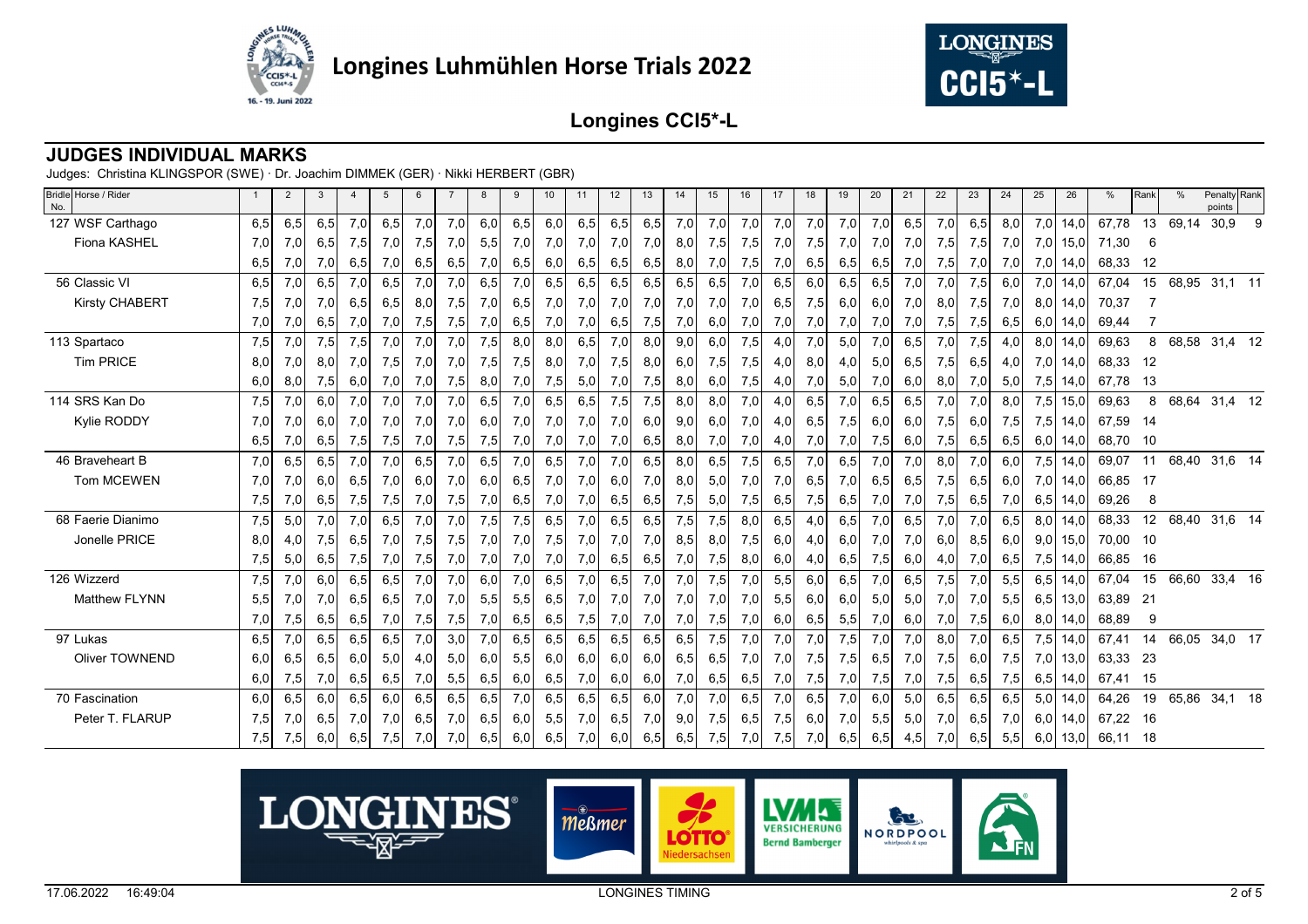# Longines Luhmühlen Horse Trials 2022

## Longines CCI5*-L

### JUDGES INDIVIDUAL MARKS

Judges: Christina KLINGSPOR (SWE) · Dr. Joachim DIMMEK (GER) · Nikki HERBERT (GBR)

| Bridle No. | Horse / Rider | 1 | 2 | 3 | 4 | 5 | 6 | 7 | 8 | 9 | 10 | 11 | 12 | 13 | 14 | 15 | 16 | 17 | 18 | 19 | 20 | 21 | 22 | 23 | 24 | 25 | 26 | % | Rank | % | Penalty points | Rank |
|---|---|---|---|---|---|---|---|---|---|---|---|---|---|---|---|---|---|---|---|---|---|---|---|---|---|---|---|---|---|---|---|---|
| 127 | WSF Carthago | 6,5 | 6,5 | 6,5 | 7,0 | 6,5 | 7,0 | 7,0 | 6,0 | 6,5 | 6,0 | 6,5 | 6,5 | 6,5 | 7,0 | 7,0 | 7,0 | 7,0 | 7,0 | 7,0 | 7,0 | 6,5 | 7,0 | 6,5 | 8,0 | 7,0 | 14,0 | 67,78 | 13 | 69,14 | 30,9 | 9 |
| | Fiona KASHEL | 7,0 | 7,0 | 6,5 | 7,5 | 7,0 | 7,5 | 7,0 | 5,5 | 7,0 | 7,0 | 7,0 | 7,0 | 7,0 | 8,0 | 7,5 | 7,5 | 7,0 | 7,5 | 7,0 | 7,0 | 7,0 | 7,5 | 7,5 | 7,0 | 7,0 | 15,0 | 71,30 | 6 | | | |
| | | 6,5 | 7,0 | 7,0 | 6,5 | 7,0 | 6,5 | 6,5 | 7,0 | 6,5 | 6,0 | 6,5 | 6,5 | 6,5 | 8,0 | 7,0 | 7,5 | 7,0 | 6,5 | 6,5 | 6,5 | 7,0 | 7,5 | 7,0 | 7,0 | 7,0 | 14,0 | 68,33 | 12 | | | |
| 56 | Classic VI | 6,5 | 7,0 | 6,5 | 7,0 | 6,5 | 7,0 | 7,0 | 6,5 | 7,0 | 6,5 | 6,5 | 6,5 | 6,5 | 6,5 | 6,5 | 7,0 | 6,5 | 6,0 | 6,5 | 6,5 | 7,0 | 7,0 | 7,5 | 6,0 | 7,0 | 14,0 | 67,04 | 15 | 68,95 | 31,1 | 11 |
| | Kirsty CHABERT | 7,5 | 7,0 | 7,0 | 6,5 | 6,5 | 8,0 | 7,5 | 7,0 | 6,5 | 7,0 | 7,0 | 7,0 | 7,0 | 7,0 | 7,0 | 7,0 | 6,5 | 7,5 | 6,0 | 6,0 | 7,0 | 8,0 | 7,5 | 7,0 | 8,0 | 14,0 | 70,37 | 7 | | | |
| | | 7,0 | 7,0 | 6,5 | 7,0 | 7,0 | 7,5 | 7,5 | 7,0 | 6,5 | 7,0 | 7,0 | 6,5 | 7,5 | 7,0 | 6,0 | 7,0 | 7,0 | 7,0 | 7,0 | 7,0 | 7,0 | 7,5 | 7,5 | 6,5 | 6,0 | 14,0 | 69,44 | 7 | | | |
| 113 | Spartaco | 7,5 | 7,0 | 7,5 | 7,5 | 7,0 | 7,0 | 7,0 | 7,5 | 8,0 | 8,0 | 6,5 | 7,0 | 8,0 | 9,0 | 6,0 | 7,5 | 4,0 | 7,0 | 5,0 | 7,0 | 6,5 | 7,0 | 7,5 | 4,0 | 8,0 | 14,0 | 69,63 | 8 | 68,58 | 31,4 | 12 |
| | Tim PRICE | 8,0 | 7,0 | 8,0 | 7,0 | 7,5 | 7,0 | 7,0 | 7,5 | 7,5 | 8,0 | 7,0 | 7,5 | 8,0 | 6,0 | 7,5 | 7,5 | 4,0 | 8,0 | 4,0 | 5,0 | 6,5 | 7,5 | 6,5 | 4,0 | 7,0 | 14,0 | 68,33 | 12 | | | |
| | | 6,0 | 8,0 | 7,5 | 6,0 | 7,0 | 7,0 | 7,5 | 8,0 | 7,0 | 7,5 | 5,0 | 7,0 | 7,5 | 8,0 | 6,0 | 7,5 | 4,0 | 7,0 | 5,0 | 7,0 | 6,0 | 8,0 | 7,0 | 5,0 | 7,5 | 14,0 | 67,78 | 13 | | | |
| 114 | SRS Kan Do | 7,5 | 7,0 | 6,0 | 7,0 | 7,0 | 7,0 | 7,0 | 6,5 | 7,0 | 6,5 | 6,5 | 7,5 | 7,5 | 8,0 | 8,0 | 7,0 | 4,0 | 6,5 | 7,0 | 6,5 | 6,5 | 7,0 | 7,0 | 8,0 | 7,5 | 15,0 | 69,63 | 8 | 68,64 | 31,4 | 12 |
| | Kylie RODDY | 7,0 | 7,0 | 6,0 | 7,0 | 7,0 | 7,0 | 7,0 | 6,0 | 7,0 | 7,0 | 7,0 | 7,0 | 6,0 | 9,0 | 6,0 | 7,0 | 4,0 | 6,5 | 7,5 | 6,0 | 6,0 | 7,5 | 6,0 | 7,5 | 7,5 | 14,0 | 67,59 | 14 | | | |
| | | 6,5 | 7,0 | 6,5 | 7,5 | 7,5 | 7,0 | 7,5 | 7,5 | 7,0 | 7,0 | 7,0 | 7,0 | 6,5 | 8,0 | 7,0 | 7,0 | 4,0 | 7,0 | 7,0 | 7,5 | 6,0 | 7,5 | 6,5 | 6,5 | 6,0 | 14,0 | 68,70 | 10 | | | |
| 46 | Braveheart B | 7,0 | 6,5 | 6,5 | 7,0 | 7,0 | 6,5 | 7,0 | 6,5 | 7,0 | 6,5 | 7,0 | 7,0 | 6,5 | 8,0 | 6,5 | 7,5 | 6,5 | 7,0 | 6,5 | 7,0 | 7,0 | 8,0 | 7,0 | 6,0 | 7,5 | 14,0 | 69,07 | 11 | 68,40 | 31,6 | 14 |
| | Tom MCEWEN | 7,0 | 7,0 | 6,0 | 6,5 | 7,0 | 6,0 | 7,0 | 6,0 | 6,5 | 7,0 | 7,0 | 6,0 | 7,0 | 8,0 | 5,0 | 7,0 | 7,0 | 6,5 | 7,0 | 6,5 | 6,5 | 7,5 | 6,5 | 6,0 | 7,0 | 14,0 | 66,85 | 17 | | | |
| | | 7,5 | 7,0 | 6,5 | 7,5 | 7,5 | 7,0 | 7,5 | 7,0 | 6,5 | 7,0 | 7,0 | 6,5 | 6,5 | 7,5 | 5,0 | 7,5 | 6,5 | 7,5 | 6,5 | 7,0 | 7,0 | 7,5 | 6,5 | 7,0 | 6,5 | 14,0 | 69,26 | 8 | | | |
| 68 | Faerie Dianimo | 7,5 | 5,0 | 7,0 | 7,0 | 6,5 | 7,0 | 7,0 | 7,5 | 7,5 | 6,5 | 7,0 | 6,5 | 6,5 | 7,5 | 7,5 | 8,0 | 6,5 | 4,0 | 6,5 | 7,0 | 6,5 | 7,0 | 7,0 | 6,5 | 8,0 | 14,0 | 68,33 | 12 | 68,40 | 31,6 | 14 |
| | Jonelle PRICE | 8,0 | 4,0 | 7,5 | 6,5 | 7,0 | 7,5 | 7,5 | 7,0 | 7,0 | 7,5 | 7,0 | 7,0 | 7,0 | 8,5 | 8,0 | 7,5 | 6,0 | 4,0 | 6,0 | 7,0 | 7,0 | 6,0 | 8,5 | 6,0 | 9,0 | 15,0 | 70,00 | 10 | | | |
| | | 7,5 | 5,0 | 6,5 | 7,5 | 7,0 | 7,5 | 7,0 | 7,0 | 7,0 | 7,0 | 7,0 | 6,5 | 6,5 | 7,0 | 7,5 | 8,0 | 6,0 | 4,0 | 6,5 | 7,5 | 6,0 | 4,0 | 7,0 | 6,5 | 7,5 | 14,0 | 66,85 | 16 | | | |
| 126 | Wizzerd | 7,5 | 7,0 | 6,0 | 6,5 | 6,5 | 7,0 | 7,0 | 6,0 | 7,0 | 6,5 | 7,0 | 6,5 | 7,0 | 7,0 | 7,5 | 7,0 | 5,5 | 6,0 | 6,5 | 7,0 | 6,5 | 7,5 | 7,0 | 5,5 | 6,5 | 14,0 | 67,04 | 15 | 66,60 | 33,4 | 16 |
| | Matthew FLYNN | 5,5 | 7,0 | 7,0 | 6,5 | 6,5 | 7,0 | 7,0 | 5,5 | 5,5 | 6,5 | 7,0 | 7,0 | 7,0 | 7,0 | 7,0 | 7,0 | 5,5 | 6,0 | 6,0 | 5,0 | 5,0 | 7,0 | 7,0 | 5,5 | 6,5 | 13,0 | 63,89 | 21 | | | |
| | | 7,0 | 7,5 | 6,5 | 6,5 | 7,0 | 7,5 | 7,5 | 7,0 | 6,5 | 6,5 | 7,5 | 7,0 | 7,0 | 7,0 | 7,5 | 7,0 | 6,0 | 6,5 | 5,5 | 7,0 | 6,0 | 7,0 | 7,5 | 6,0 | 8,0 | 14,0 | 68,89 | 9 | | | |
| 97 | Lukas | 6,5 | 7,0 | 6,5 | 6,5 | 6,5 | 7,0 | 3,0 | 7,0 | 6,5 | 6,5 | 6,5 | 6,5 | 6,5 | 6,5 | 7,5 | 7,0 | 7,0 | 7,0 | 7,5 | 7,0 | 7,0 | 8,0 | 7,0 | 6,5 | 7,5 | 14,0 | 67,41 | 14 | 66,05 | 34,0 | 17 |
| | Oliver TOWNEND | 6,0 | 6,5 | 6,5 | 6,0 | 5,0 | 4,0 | 5,0 | 6,0 | 5,5 | 6,0 | 6,0 | 6,0 | 6,0 | 6,5 | 6,5 | 7,0 | 7,0 | 7,5 | 7,5 | 6,5 | 7,0 | 7,5 | 6,0 | 7,5 | 7,0 | 13,0 | 63,33 | 23 | | | |
| | | 6,0 | 7,5 | 7,0 | 6,5 | 6,5 | 7,0 | 5,5 | 6,5 | 6,0 | 6,5 | 7,0 | 6,0 | 6,0 | 7,0 | 6,5 | 6,5 | 7,0 | 7,5 | 7,0 | 7,5 | 7,0 | 7,5 | 6,5 | 7,5 | 6,5 | 14,0 | 67,41 | 15 | | | |
| 70 | Fascination | 6,0 | 6,5 | 6,0 | 6,5 | 6,0 | 6,5 | 6,5 | 6,5 | 7,0 | 6,5 | 6,5 | 6,5 | 6,0 | 7,0 | 7,0 | 6,5 | 7,0 | 6,5 | 7,0 | 6,0 | 5,0 | 6,5 | 6,5 | 6,5 | 5,0 | 14,0 | 64,26 | 19 | 65,86 | 34,1 | 18 |
| | Peter T. FLARUP | 7,5 | 7,0 | 6,5 | 7,0 | 7,0 | 6,5 | 7,0 | 6,5 | 6,0 | 5,5 | 7,0 | 6,5 | 7,0 | 9,0 | 7,5 | 6,5 | 7,5 | 6,0 | 7,0 | 5,5 | 5,0 | 7,0 | 6,5 | 7,0 | 6,0 | 14,0 | 67,22 | 16 | | | |
| | | 7,5 | 7,5 | 6,0 | 6,5 | 7,5 | 7,0 | 7,0 | 6,5 | 6,0 | 6,5 | 7,0 | 6,0 | 6,5 | 6,5 | 7,5 | 7,0 | 7,5 | 7,0 | 6,5 | 6,5 | 4,5 | 7,0 | 6,5 | 5,5 | 6,0 | 13,0 | 66,11 | 18 | | | |

17.06.2022 16:49:04 LONGINES TIMING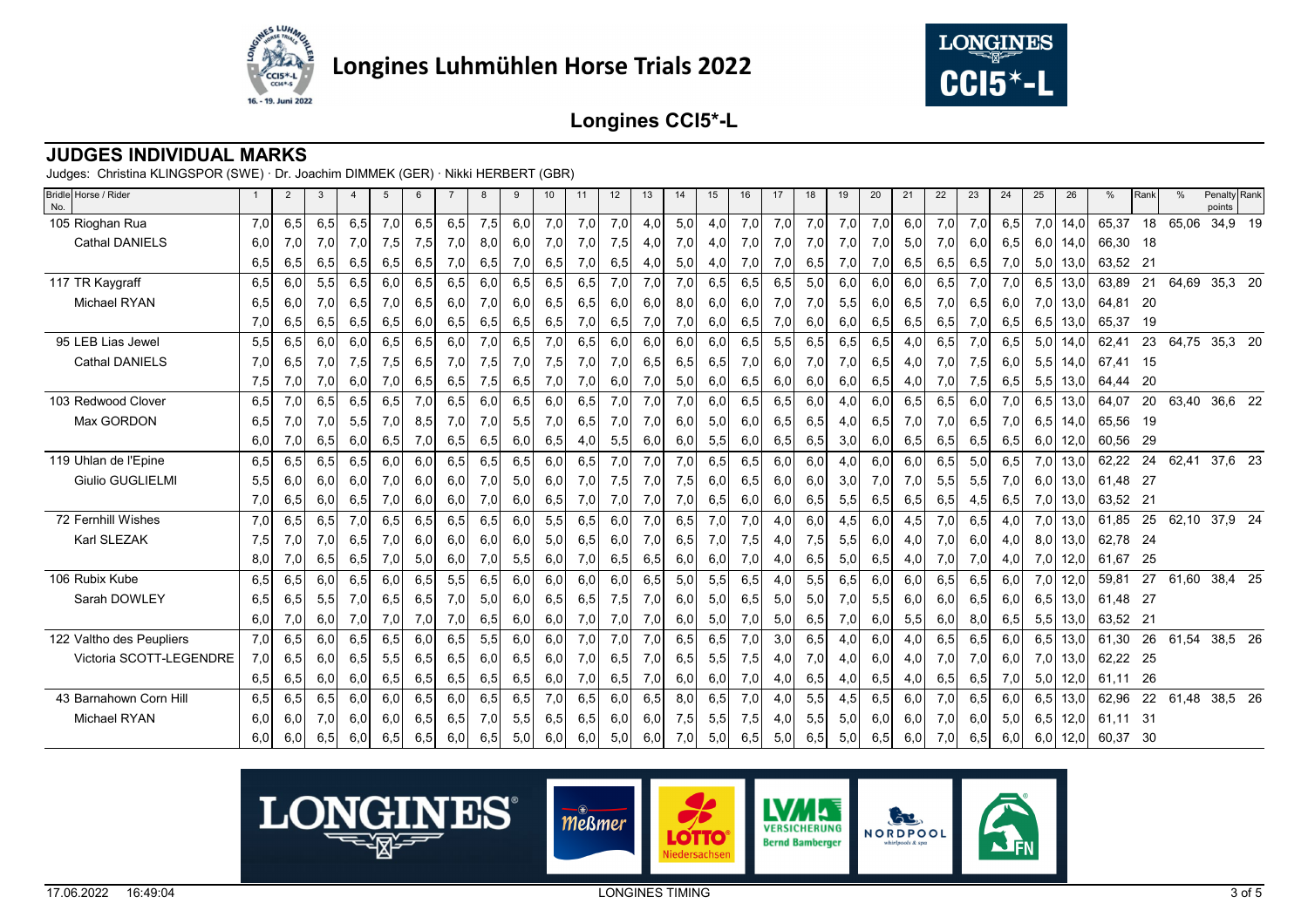# Longines Luhmühlen Horse Trials 2022

## Longines CCI5*-L

### JUDGES INDIVIDUAL MARKS

Judges: Christina KLINGSPOR (SWE) · Dr. Joachim DIMMEK (GER) · Nikki HERBERT (GBR)

| Bridle No. | Horse / Rider | 1 | 2 | 3 | 4 | 5 | 6 | 7 | 8 | 9 | 10 | 11 | 12 | 13 | 14 | 15 | 16 | 17 | 18 | 19 | 20 | 21 | 22 | 23 | 24 | 25 | 26 | % | Rank | % | Penalty points | Rank |
|---|---|---|---|---|---|---|---|---|---|---|---|---|---|---|---|---|---|---|---|---|---|---|---|---|---|---|---|---|---|---|---|---|
| 105 | Rioghan Rua | 7,0 | 6,5 | 6,5 | 6,5 | 7,0 | 6,5 | 6,5 | 7,5 | 6,0 | 7,0 | 7,0 | 7,0 | 4,0 | 5,0 | 4,0 | 7,0 | 7,0 | 7,0 | 7,0 | 7,0 | 6,0 | 7,0 | 7,0 | 6,5 | 7,0 | 14,0 | 65,37 | 18 | 65,06 | 34,9 | 19 |
| | Cathal DANIELS | 6,0 | 7,0 | 7,0 | 7,0 | 7,5 | 7,5 | 7,0 | 8,0 | 6,0 | 7,0 | 7,0 | 7,5 | 4,0 | 7,0 | 4,0 | 7,0 | 7,0 | 7,0 | 7,0 | 7,0 | 5,0 | 7,0 | 6,0 | 6,5 | 6,0 | 14,0 | 66,30 | 18 | | | |
| | | 6,5 | 6,5 | 6,5 | 6,5 | 6,5 | 6,5 | 7,0 | 6,5 | 7,0 | 6,5 | 7,0 | 6,5 | 4,0 | 5,0 | 4,0 | 7,0 | 7,0 | 6,5 | 7,0 | 7,0 | 6,5 | 6,5 | 6,5 | 7,0 | 5,0 | 13,0 | 63,52 | 21 | | | |
| 117 | TR Kaygraff | 6,5 | 6,0 | 5,5 | 6,5 | 6,0 | 6,5 | 6,5 | 6,0 | 6,5 | 6,5 | 6,5 | 7,0 | 7,0 | 7,0 | 6,5 | 6,5 | 6,5 | 5,0 | 6,0 | 6,0 | 6,0 | 6,5 | 7,0 | 7,0 | 6,5 | 13,0 | 63,89 | 21 | 64,69 | 35,3 | 20 |
| | Michael RYAN | 6,5 | 6,0 | 7,0 | 6,5 | 7,0 | 6,5 | 6,0 | 7,0 | 6,0 | 6,5 | 6,5 | 6,0 | 6,0 | 8,0 | 6,0 | 6,0 | 7,0 | 7,0 | 5,5 | 6,0 | 6,5 | 7,0 | 6,5 | 6,0 | 7,0 | 13,0 | 64,81 | 20 | | | |
| | | 7,0 | 6,5 | 6,5 | 6,5 | 6,5 | 6,0 | 6,5 | 6,5 | 6,5 | 6,5 | 7,0 | 6,5 | 7,0 | 7,0 | 6,0 | 6,5 | 7,0 | 6,0 | 6,0 | 6,5 | 6,5 | 6,5 | 7,0 | 6,5 | 6,5 | 13,0 | 65,37 | 19 | | | |
| 95 | LEB Lias Jewel | 5,5 | 6,5 | 6,0 | 6,0 | 6,5 | 6,5 | 6,0 | 7,0 | 6,5 | 7,0 | 6,5 | 6,0 | 6,0 | 6,0 | 6,0 | 6,5 | 5,5 | 6,5 | 6,5 | 6,5 | 4,0 | 6,5 | 7,0 | 6,5 | 5,0 | 14,0 | 62,41 | 23 | 64,75 | 35,3 | 20 |
| | Cathal DANIELS | 7,0 | 6,5 | 7,0 | 7,5 | 7,5 | 6,5 | 7,0 | 7,5 | 7,0 | 7,5 | 7,0 | 7,0 | 6,5 | 6,5 | 6,5 | 7,0 | 6,0 | 7,0 | 7,0 | 6,5 | 4,0 | 7,0 | 7,5 | 6,0 | 5,5 | 14,0 | 67,41 | 15 | | | |
| | | 7,5 | 7,0 | 7,0 | 6,0 | 7,0 | 6,5 | 6,5 | 7,5 | 6,5 | 7,0 | 7,0 | 6,0 | 7,0 | 5,0 | 6,0 | 6,5 | 6,0 | 6,0 | 6,0 | 6,5 | 4,0 | 7,0 | 7,5 | 6,5 | 5,5 | 13,0 | 64,44 | 20 | | | |
| 103 | Redwood Clover | 6,5 | 7,0 | 6,5 | 6,5 | 6,5 | 7,0 | 6,5 | 6,0 | 6,5 | 6,0 | 6,5 | 7,0 | 7,0 | 7,0 | 6,0 | 6,5 | 6,5 | 6,0 | 4,0 | 6,0 | 6,5 | 6,5 | 6,0 | 7,0 | 6,5 | 13,0 | 64,07 | 20 | 63,40 | 36,6 | 22 |
| | Max GORDON | 6,5 | 7,0 | 7,0 | 5,5 | 7,0 | 8,5 | 7,0 | 7,0 | 5,5 | 7,0 | 6,5 | 7,0 | 7,0 | 6,0 | 5,0 | 6,0 | 6,5 | 6,5 | 4,0 | 6,5 | 7,0 | 7,0 | 6,5 | 7,0 | 6,5 | 14,0 | 65,56 | 19 | | | |
| | | 6,0 | 7,0 | 6,5 | 6,0 | 6,5 | 7,0 | 6,5 | 6,5 | 6,0 | 6,5 | 4,0 | 5,5 | 6,0 | 6,0 | 5,5 | 6,0 | 6,5 | 6,5 | 3,0 | 6,0 | 6,5 | 6,5 | 6,5 | 6,5 | 6,0 | 12,0 | 60,56 | 29 | | | |
| 119 | Uhlan de l'Epine | 6,5 | 6,5 | 6,5 | 6,5 | 6,0 | 6,0 | 6,5 | 6,5 | 6,5 | 6,0 | 6,5 | 7,0 | 7,0 | 7,0 | 6,5 | 6,5 | 6,0 | 6,0 | 4,0 | 6,0 | 6,0 | 6,5 | 5,0 | 6,5 | 7,0 | 13,0 | 62,22 | 24 | 62,41 | 37,6 | 23 |
| | Giulio GUGLIELMI | 5,5 | 6,0 | 6,0 | 6,0 | 7,0 | 6,0 | 6,0 | 7,0 | 5,0 | 6,0 | 7,0 | 7,5 | 7,0 | 7,5 | 6,0 | 6,5 | 6,0 | 6,0 | 3,0 | 7,0 | 7,0 | 5,5 | 5,5 | 7,0 | 6,0 | 13,0 | 61,48 | 27 | | | |
| | | 7,0 | 6,5 | 6,0 | 6,5 | 7,0 | 6,0 | 6,0 | 7,0 | 6,0 | 6,5 | 7,0 | 7,0 | 7,0 | 7,0 | 6,5 | 6,0 | 6,0 | 6,5 | 5,5 | 6,5 | 6,5 | 6,5 | 4,5 | 6,5 | 7,0 | 13,0 | 63,52 | 21 | | | |
| 72 | Fernhill Wishes | 7,0 | 6,5 | 6,5 | 7,0 | 6,5 | 6,5 | 6,5 | 6,5 | 6,0 | 5,5 | 6,5 | 6,0 | 7,0 | 6,5 | 7,0 | 7,0 | 4,0 | 6,0 | 4,5 | 6,0 | 4,5 | 7,0 | 6,5 | 4,0 | 7,0 | 13,0 | 61,85 | 25 | 62,10 | 37,9 | 24 |
| | Karl SLEZAK | 7,5 | 7,0 | 7,0 | 6,5 | 7,0 | 6,0 | 6,0 | 6,0 | 6,0 | 5,0 | 6,5 | 6,0 | 7,0 | 6,5 | 7,0 | 7,5 | 4,0 | 7,5 | 5,5 | 6,0 | 4,0 | 7,0 | 6,0 | 4,0 | 8,0 | 13,0 | 62,78 | 24 | | | |
| | | 8,0 | 7,0 | 6,5 | 6,5 | 7,0 | 5,0 | 6,0 | 7,0 | 5,5 | 6,0 | 7,0 | 6,5 | 6,5 | 6,0 | 6,0 | 7,0 | 4,0 | 6,5 | 5,0 | 6,5 | 4,0 | 7,0 | 7,0 | 4,0 | 7,0 | 12,0 | 61,67 | 25 | | | |
| 106 | Rubix Kube | 6,5 | 6,5 | 6,0 | 6,5 | 6,0 | 6,5 | 5,5 | 6,5 | 6,0 | 6,0 | 6,0 | 6,0 | 6,5 | 5,0 | 5,5 | 6,5 | 4,0 | 5,5 | 6,5 | 6,0 | 6,0 | 6,5 | 6,5 | 6,0 | 7,0 | 12,0 | 59,81 | 27 | 61,60 | 38,4 | 25 |
| | Sarah DOWLEY | 6,5 | 6,5 | 5,5 | 7,0 | 6,5 | 6,5 | 7,0 | 5,0 | 6,0 | 6,5 | 6,5 | 7,5 | 7,0 | 6,0 | 5,0 | 6,5 | 5,0 | 5,0 | 7,0 | 5,5 | 6,0 | 6,0 | 6,5 | 6,0 | 6,5 | 13,0 | 61,48 | 27 | | | |
| | | 6,0 | 7,0 | 6,0 | 7,0 | 7,0 | 7,0 | 7,0 | 6,5 | 6,0 | 6,0 | 7,0 | 7,0 | 7,0 | 6,0 | 5,0 | 7,0 | 5,0 | 6,5 | 7,0 | 6,0 | 5,5 | 6,0 | 8,0 | 6,5 | 5,5 | 13,0 | 63,52 | 21 | | | |
| 122 | Valtho des Peupliers | 7,0 | 6,5 | 6,0 | 6,5 | 6,5 | 6,0 | 6,5 | 5,5 | 6,0 | 6,0 | 7,0 | 7,0 | 7,0 | 6,5 | 6,5 | 7,0 | 3,0 | 6,5 | 4,0 | 6,0 | 4,0 | 6,5 | 6,5 | 6,0 | 6,5 | 13,0 | 61,30 | 26 | 61,54 | 38,5 | 26 |
| | Victoria SCOTT-LEGENDRE | 7,0 | 6,5 | 6,0 | 6,5 | 5,5 | 6,5 | 6,5 | 6,0 | 6,5 | 6,0 | 7,0 | 6,5 | 7,0 | 6,5 | 5,5 | 7,5 | 4,0 | 7,0 | 4,0 | 6,0 | 4,0 | 7,0 | 7,0 | 6,0 | 7,0 | 13,0 | 62,22 | 25 | | | |
| | | 6,5 | 6,5 | 6,0 | 6,0 | 6,5 | 6,5 | 6,5 | 6,5 | 6,5 | 6,0 | 7,0 | 6,5 | 7,0 | 6,0 | 6,0 | 7,0 | 4,0 | 6,5 | 4,0 | 6,5 | 4,0 | 6,5 | 6,5 | 7,0 | 5,0 | 12,0 | 61,11 | 26 | | | |
| 43 | Barnahown Corn Hill | 6,5 | 6,5 | 6,5 | 6,0 | 6,0 | 6,5 | 6,0 | 6,5 | 6,5 | 7,0 | 6,5 | 6,0 | 6,5 | 8,0 | 6,5 | 7,0 | 4,0 | 5,5 | 4,5 | 6,5 | 6,0 | 7,0 | 6,5 | 6,0 | 6,5 | 13,0 | 62,96 | 22 | 61,48 | 38,5 | 26 |
| | Michael RYAN | 6,0 | 6,0 | 7,0 | 6,0 | 6,0 | 6,5 | 6,5 | 7,0 | 5,5 | 6,5 | 6,5 | 6,0 | 6,0 | 7,5 | 5,5 | 7,5 | 4,0 | 5,5 | 5,0 | 6,0 | 6,0 | 7,0 | 6,0 | 5,0 | 6,5 | 12,0 | 61,11 | 31 | | | |
| | | 6,0 | 6,0 | 6,5 | 6,0 | 6,5 | 6,5 | 6,0 | 6,5 | 5,0 | 6,0 | 6,0 | 5,0 | 6,0 | 7,0 | 5,0 | 6,5 | 5,0 | 6,5 | 5,0 | 6,5 | 6,0 | 7,0 | 6,5 | 6,0 | 6,0 | 12,0 | 60,37 | 30 | | | |

17.06.2022 16:49:04 LONGINES TIMING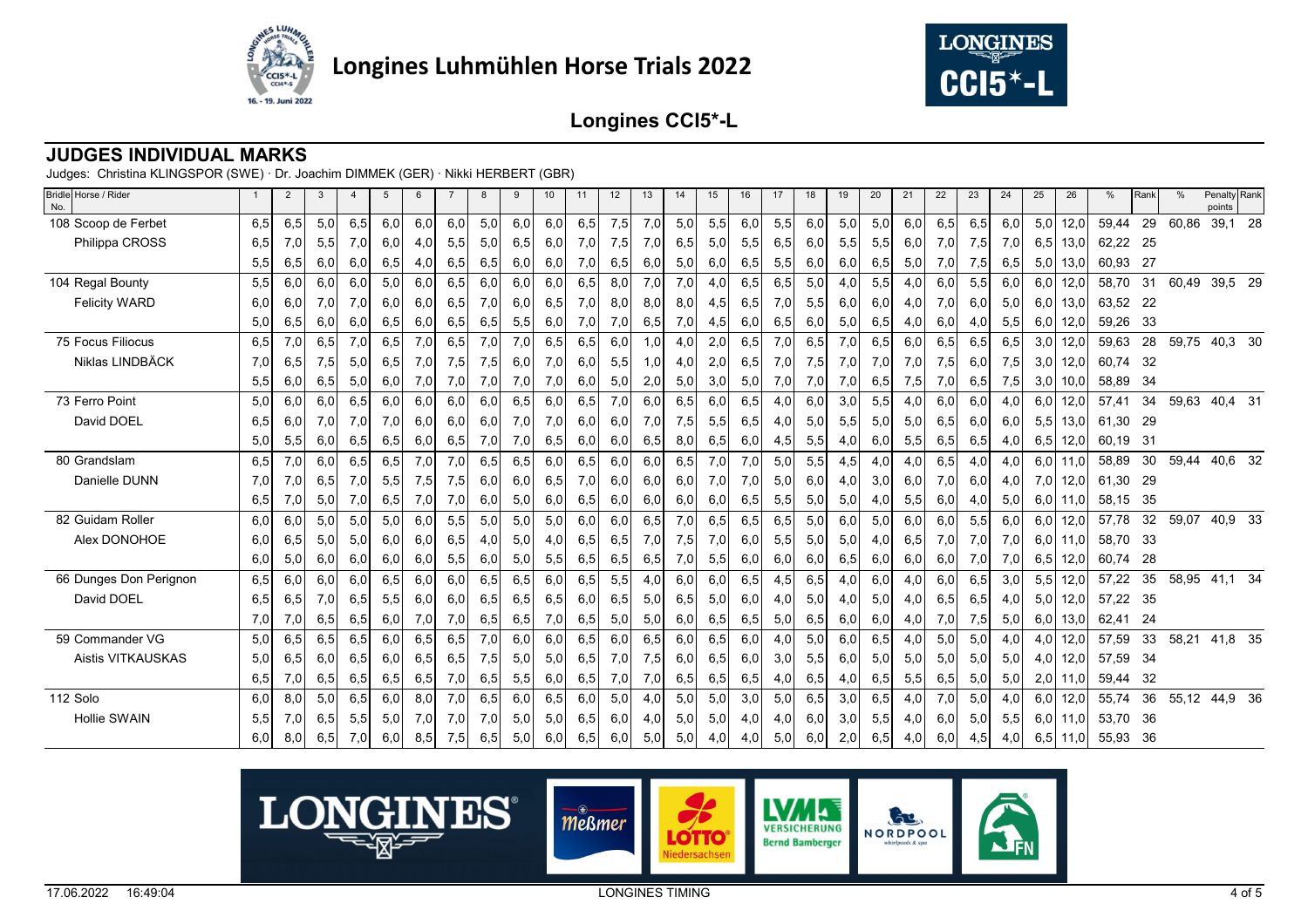# Longines Luhmühlen Horse Trials 2022

## Longines CCI5*-L

## JUDGES INDIVIDUAL MARKS

Judges: Christina KLINGSPOR (SWE) · Dr. Joachim DIMMEK (GER) · Nikki HERBERT (GBR)

| Bridle No. | Horse / Rider | 1 | 2 | 3 | 4 | 5 | 6 | 7 | 8 | 9 | 10 | 11 | 12 | 13 | 14 | 15 | 16 | 17 | 18 | 19 | 20 | 21 | 22 | 23 | 24 | 25 | 26 | % | Rank | % | Penalty points | Rank |
|---|---|---|---|---|---|---|---|---|---|---|---|---|---|---|---|---|---|---|---|---|---|---|---|---|---|---|---|---|---|---|---|---|
| 108 | Scoop de Ferbet | 6,5 | 6,5 | 5,0 | 6,5 | 6,0 | 6,0 | 6,0 | 5,0 | 6,0 | 6,0 | 6,5 | 7,5 | 7,0 | 5,0 | 5,5 | 6,0 | 5,5 | 6,0 | 5,0 | 5,0 | 6,0 | 6,5 | 6,5 | 6,0 | 5,0 | 12,0 | 59,44 | 29 | 60,86 | 39,1 | 28 |
| | Philippa CROSS | 6,5 | 7,0 | 5,5 | 7,0 | 6,0 | 4,0 | 5,5 | 5,0 | 6,5 | 6,0 | 7,0 | 7,5 | 7,0 | 6,5 | 5,0 | 5,5 | 6,5 | 6,0 | 5,5 | 5,5 | 6,0 | 7,0 | 7,5 | 7,0 | 6,5 | 13,0 | 62,22 | 25 | | | |
| | | 5,5 | 6,5 | 6,0 | 6,0 | 6,5 | 4,0 | 6,5 | 6,5 | 6,0 | 6,0 | 7,0 | 6,5 | 6,0 | 5,0 | 6,0 | 6,5 | 5,5 | 6,0 | 6,0 | 6,5 | 5,0 | 7,0 | 7,5 | 6,5 | 5,0 | 13,0 | 60,93 | 27 | | | |
| 104 | Regal Bounty | 5,5 | 6,0 | 6,0 | 6,0 | 5,0 | 6,0 | 6,5 | 6,0 | 6,0 | 6,0 | 6,5 | 8,0 | 7,0 | 7,0 | 4,0 | 6,5 | 6,5 | 5,0 | 4,0 | 5,5 | 4,0 | 6,0 | 5,5 | 6,0 | 6,0 | 12,0 | 58,70 | 31 | 60,49 | 39,5 | 29 |
| | Felicity WARD | 6,0 | 6,0 | 7,0 | 7,0 | 6,0 | 6,0 | 6,5 | 7,0 | 6,0 | 6,5 | 7,0 | 8,0 | 8,0 | 8,0 | 4,5 | 6,5 | 7,0 | 5,5 | 6,0 | 6,0 | 4,0 | 7,0 | 6,0 | 5,0 | 6,0 | 13,0 | 63,52 | 22 | | | |
| | | 5,0 | 6,5 | 6,0 | 6,0 | 6,5 | 6,0 | 6,5 | 6,5 | 5,5 | 6,0 | 7,0 | 7,0 | 6,5 | 7,0 | 4,5 | 6,0 | 6,5 | 6,0 | 5,0 | 6,5 | 4,0 | 6,0 | 4,0 | 5,5 | 6,0 | 12,0 | 59,26 | 33 | | | |
| 75 | Focus Filiocus | 6,5 | 7,0 | 6,5 | 7,0 | 6,5 | 7,0 | 6,5 | 7,0 | 7,0 | 6,5 | 6,5 | 6,0 | 1,0 | 4,0 | 2,0 | 6,5 | 7,0 | 6,5 | 7,0 | 6,5 | 6,0 | 6,5 | 6,5 | 6,5 | 3,0 | 12,0 | 59,63 | 28 | 59,75 | 40,3 | 30 |
| | Niklas LINDBÄCK | 7,0 | 6,5 | 7,5 | 5,0 | 6,5 | 7,0 | 7,5 | 7,5 | 6,0 | 7,0 | 6,0 | 5,5 | 1,0 | 4,0 | 2,0 | 6,5 | 7,0 | 7,5 | 7,0 | 7,0 | 7,0 | 7,5 | 6,0 | 7,5 | 3,0 | 12,0 | 60,74 | 32 | | | |
| | | 5,5 | 6,0 | 6,5 | 5,0 | 6,0 | 7,0 | 7,0 | 7,0 | 7,0 | 7,0 | 6,0 | 5,0 | 2,0 | 5,0 | 3,0 | 5,0 | 7,0 | 7,0 | 7,0 | 6,5 | 7,5 | 7,0 | 6,5 | 7,5 | 3,0 | 10,0 | 58,89 | 34 | | | |
| 73 | Ferro Point | 5,0 | 6,0 | 6,0 | 6,5 | 6,0 | 6,0 | 6,0 | 6,0 | 6,5 | 6,0 | 6,5 | 7,0 | 6,0 | 6,5 | 6,0 | 6,5 | 4,0 | 6,0 | 3,0 | 5,5 | 4,0 | 6,0 | 6,0 | 4,0 | 6,0 | 12,0 | 57,41 | 34 | 59,63 | 40,4 | 31 |
| | David DOEL | 6,5 | 6,0 | 7,0 | 7,0 | 7,0 | 6,0 | 6,0 | 6,0 | 7,0 | 7,0 | 6,0 | 6,0 | 7,0 | 7,5 | 5,5 | 6,5 | 4,0 | 5,0 | 5,5 | 5,0 | 5,0 | 6,5 | 6,0 | 6,0 | 5,5 | 13,0 | 61,30 | 29 | | | |
| | | 5,0 | 5,5 | 6,0 | 6,5 | 6,5 | 6,0 | 6,5 | 7,0 | 7,0 | 6,5 | 6,0 | 6,0 | 6,5 | 8,0 | 6,5 | 6,0 | 4,5 | 5,5 | 4,0 | 6,0 | 5,5 | 6,5 | 6,5 | 4,0 | 6,5 | 12,0 | 60,19 | 31 | | | |
| 80 | Grandslam | 6,5 | 7,0 | 6,0 | 6,5 | 6,5 | 7,0 | 7,0 | 6,5 | 6,5 | 6,0 | 6,5 | 6,0 | 6,0 | 6,5 | 7,0 | 7,0 | 5,0 | 5,5 | 4,5 | 4,0 | 4,0 | 6,5 | 4,0 | 4,0 | 6,0 | 11,0 | 58,89 | 30 | 59,44 | 40,6 | 32 |
| | Danielle DUNN | 7,0 | 7,0 | 6,5 | 7,0 | 5,5 | 7,5 | 7,5 | 6,0 | 6,0 | 6,5 | 7,0 | 6,0 | 6,0 | 6,0 | 7,0 | 7,0 | 5,0 | 6,0 | 4,0 | 3,0 | 6,0 | 7,0 | 6,0 | 4,0 | 7,0 | 12,0 | 61,30 | 29 | | | |
| | | 6,5 | 7,0 | 5,0 | 7,0 | 6,5 | 7,0 | 7,0 | 6,0 | 5,0 | 6,0 | 6,5 | 6,0 | 6,0 | 6,0 | 6,0 | 6,5 | 5,5 | 5,0 | 5,0 | 4,0 | 5,5 | 6,0 | 4,0 | 5,0 | 6,0 | 11,0 | 58,15 | 35 | | | |
| 82 | Guidam Roller | 6,0 | 6,0 | 5,0 | 5,0 | 5,0 | 6,0 | 5,5 | 5,0 | 5,0 | 5,0 | 6,0 | 6,0 | 6,5 | 7,0 | 6,5 | 6,5 | 6,5 | 5,0 | 6,0 | 5,0 | 6,0 | 6,0 | 5,5 | 6,0 | 6,0 | 12,0 | 57,78 | 32 | 59,07 | 40,9 | 33 |
| | Alex DONOHOE | 6,0 | 6,5 | 5,0 | 5,0 | 6,0 | 6,0 | 6,5 | 4,0 | 5,0 | 4,0 | 6,5 | 6,5 | 7,0 | 7,5 | 7,0 | 6,0 | 5,5 | 5,0 | 5,0 | 4,0 | 6,5 | 7,0 | 7,0 | 7,0 | 6,0 | 11,0 | 58,70 | 33 | | | |
| | | 6,0 | 5,0 | 6,0 | 6,0 | 6,0 | 6,0 | 5,5 | 6,0 | 5,0 | 5,5 | 6,5 | 6,5 | 6,5 | 7,0 | 5,5 | 6,0 | 6,0 | 6,0 | 6,5 | 6,0 | 6,0 | 6,0 | 7,0 | 7,0 | 6,5 | 12,0 | 60,74 | 28 | | | |
| 66 | Dunges Don Perignon | 6,5 | 6,0 | 6,0 | 6,0 | 6,5 | 6,0 | 6,0 | 6,5 | 6,5 | 6,0 | 6,5 | 5,5 | 4,0 | 6,0 | 6,0 | 6,5 | 4,5 | 6,5 | 4,0 | 6,0 | 4,0 | 6,0 | 6,5 | 3,0 | 5,5 | 12,0 | 57,22 | 35 | 58,95 | 41,1 | 34 |
| | David DOEL | 6,5 | 6,5 | 7,0 | 6,5 | 5,5 | 6,0 | 6,0 | 6,5 | 6,5 | 6,5 | 6,0 | 6,5 | 5,0 | 6,5 | 5,0 | 6,0 | 4,0 | 5,0 | 4,0 | 5,0 | 4,0 | 6,5 | 6,5 | 4,0 | 5,0 | 12,0 | 57,22 | 35 | | | |
| | | 7,0 | 7,0 | 6,5 | 6,5 | 6,0 | 7,0 | 7,0 | 6,5 | 6,5 | 7,0 | 6,5 | 5,0 | 5,0 | 6,0 | 6,5 | 6,5 | 5,0 | 6,5 | 6,0 | 6,0 | 4,0 | 7,0 | 7,5 | 5,0 | 6,0 | 13,0 | 62,41 | 24 | | | |
| 59 | Commander VG | 5,0 | 6,5 | 6,5 | 6,5 | 6,0 | 6,5 | 6,5 | 7,0 | 6,0 | 6,0 | 6,5 | 6,0 | 6,5 | 6,0 | 6,5 | 6,0 | 4,0 | 5,0 | 6,0 | 6,5 | 4,0 | 5,0 | 5,0 | 4,0 | 4,0 | 12,0 | 57,59 | 33 | 58,21 | 41,8 | 35 |
| | Aistis VITKAUSKAS | 5,0 | 6,5 | 6,0 | 6,5 | 6,0 | 6,5 | 6,5 | 7,5 | 5,0 | 5,0 | 6,5 | 7,0 | 7,5 | 6,0 | 6,5 | 6,0 | 3,0 | 5,5 | 6,0 | 5,0 | 5,0 | 5,0 | 5,0 | 5,0 | 4,0 | 12,0 | 57,59 | 34 | | | |
| | | 6,5 | 7,0 | 6,5 | 6,5 | 6,5 | 6,5 | 7,0 | 6,5 | 5,5 | 6,0 | 6,5 | 7,0 | 7,0 | 6,5 | 6,5 | 6,5 | 4,0 | 6,5 | 4,0 | 6,5 | 5,5 | 6,5 | 5,0 | 5,0 | 2,0 | 11,0 | 59,44 | 32 | | | |
| 112 | Solo | 6,0 | 8,0 | 5,0 | 6,5 | 6,0 | 8,0 | 7,0 | 6,5 | 6,0 | 6,5 | 6,0 | 5,0 | 4,0 | 5,0 | 5,0 | 3,0 | 5,0 | 6,5 | 3,0 | 6,5 | 4,0 | 7,0 | 5,0 | 4,0 | 6,0 | 12,0 | 55,74 | 36 | 55,12 | 44,9 | 36 |
| | Hollie SWAIN | 5,5 | 7,0 | 6,5 | 5,5 | 5,0 | 7,0 | 7,0 | 7,0 | 5,0 | 5,0 | 6,5 | 6,0 | 4,0 | 5,0 | 5,0 | 4,0 | 4,0 | 6,0 | 3,0 | 5,5 | 4,0 | 6,0 | 5,0 | 5,5 | 6,0 | 11,0 | 53,70 | 36 | | | |
| | | 6,0 | 8,0 | 6,5 | 7,0 | 6,0 | 8,5 | 7,5 | 6,5 | 5,0 | 6,0 | 6,5 | 6,0 | 5,0 | 5,0 | 4,0 | 4,0 | 5,0 | 6,0 | 2,0 | 6,5 | 4,0 | 6,0 | 4,5 | 4,0 | 6,5 | 11,0 | 55,93 | 36 | | | |

17.06.2022 16:49:04 LONGINES TIMING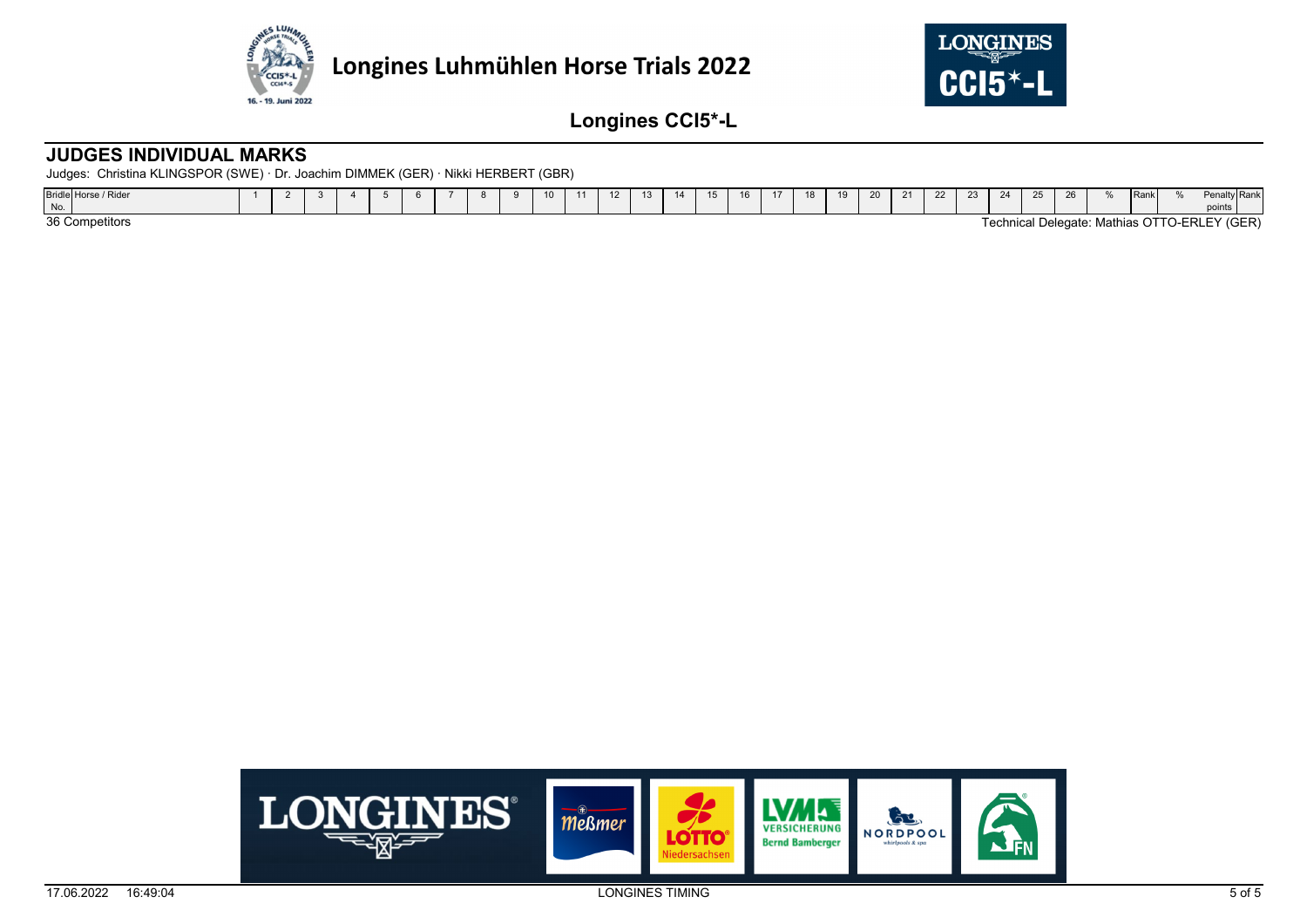# Longines Luhmühlen Horse Trials 2022

## Longines CCI5*-L

### JUDGES INDIVIDUAL MARKS

Judges: Christina KLINGSPOR (SWE) · Dr. Joachim DIMMEK (GER) · Nikki HERBERT (GBR)

| Bridle No. | Horse / Rider | 1 | 2 | 3 | 4 | 5 | 6 | 7 | 8 | 9 | 10 | 11 | 12 | 13 | 14 | 15 | 16 | 17 | 18 | 19 | 20 | 21 | 22 | 23 | 24 | 25 | 26 | % | Rank | % | Penalty points | Rank |
|---|---|---|---|---|---|---|---|---|---|---|---|---|---|---|---|---|---|---|---|---|---|---|---|---|---|---|---|---|---|---|---|---|

36 Competitors

Technical Delegate: Mathias OTTO-ERLEY (GER)